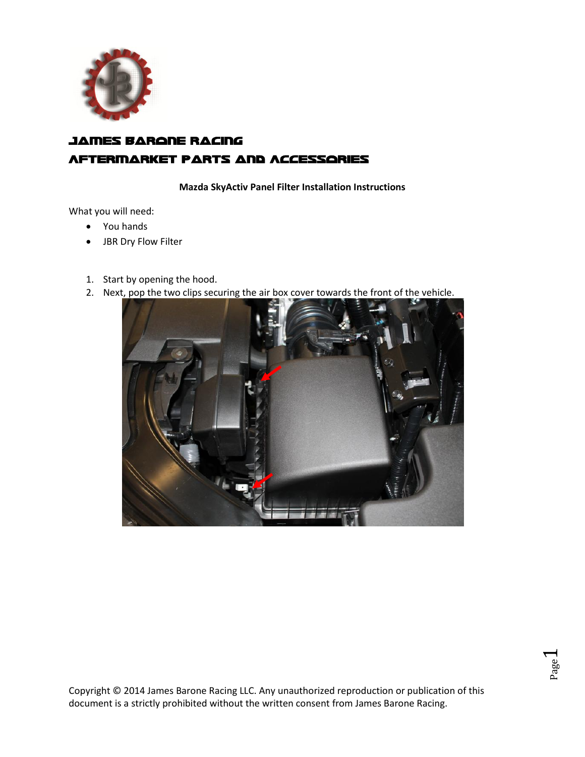# JAMES BARONE RACING
# AFTERMARKET PARTS AND ACCESSORIES

**Mazda SkyActiv Panel Filter Installation Instructions**

What you will need:

- You hands
- JBR Dry Flow Filter

1. Start by opening the hood.
2. Next, pop the two clips securing the air box cover towards the front of the vehicle.

Copyright © 2014 James Barone Racing LLC. Any unauthorized reproduction or publication of this document is a strictly prohibited without the written consent from James Barone Racing.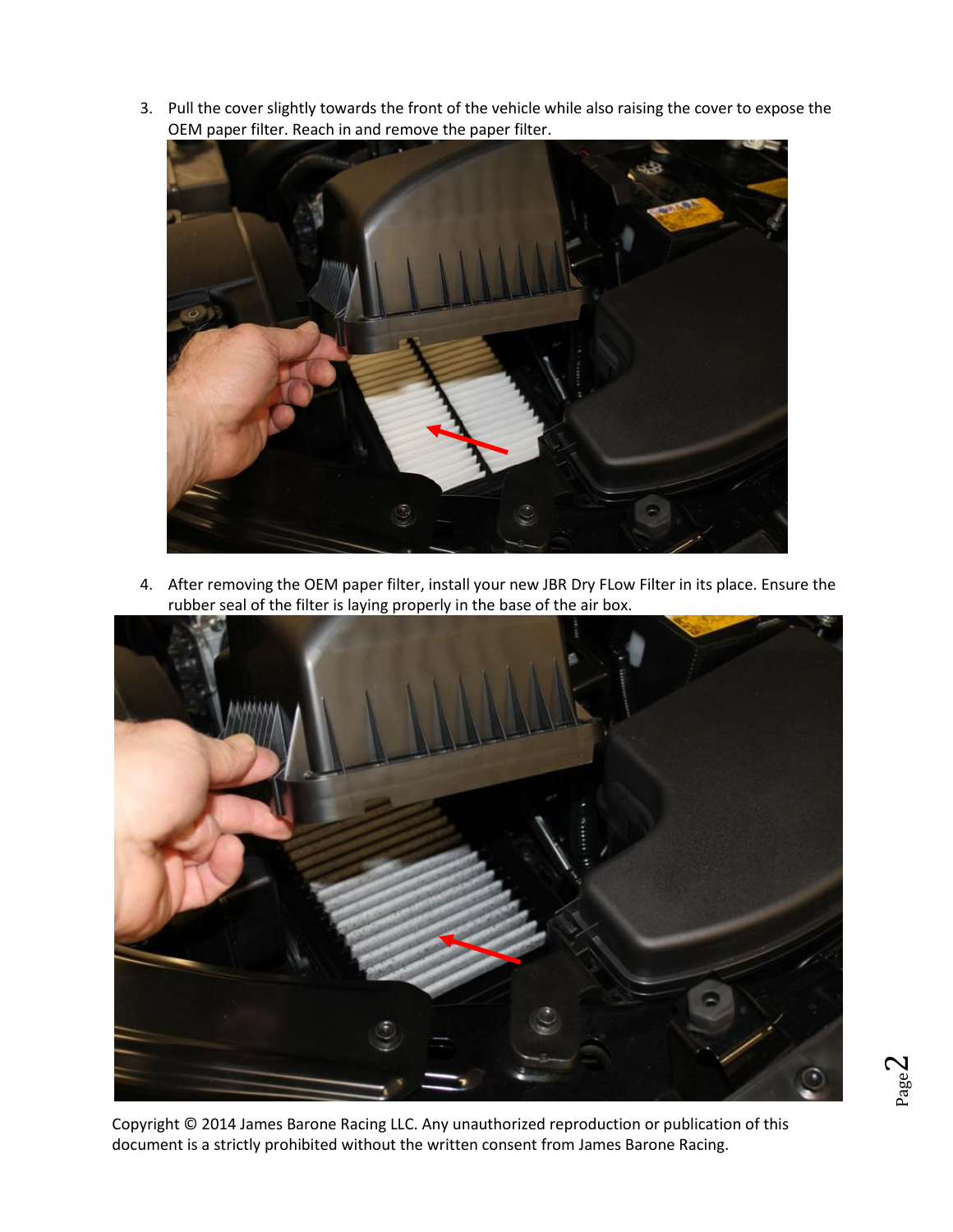3. Pull the cover slightly towards the front of the vehicle while also raising the cover to expose the OEM paper filter. Reach in and remove the paper filter.

4. After removing the OEM paper filter, install your new JBR Dry FLow Filter in its place. Ensure the rubber seal of the filter is laying properly in the base of the air box.

Copyright © 2014 James Barone Racing LLC. Any unauthorized reproduction or publication of this document is a strictly prohibited without the written consent from James Barone Racing.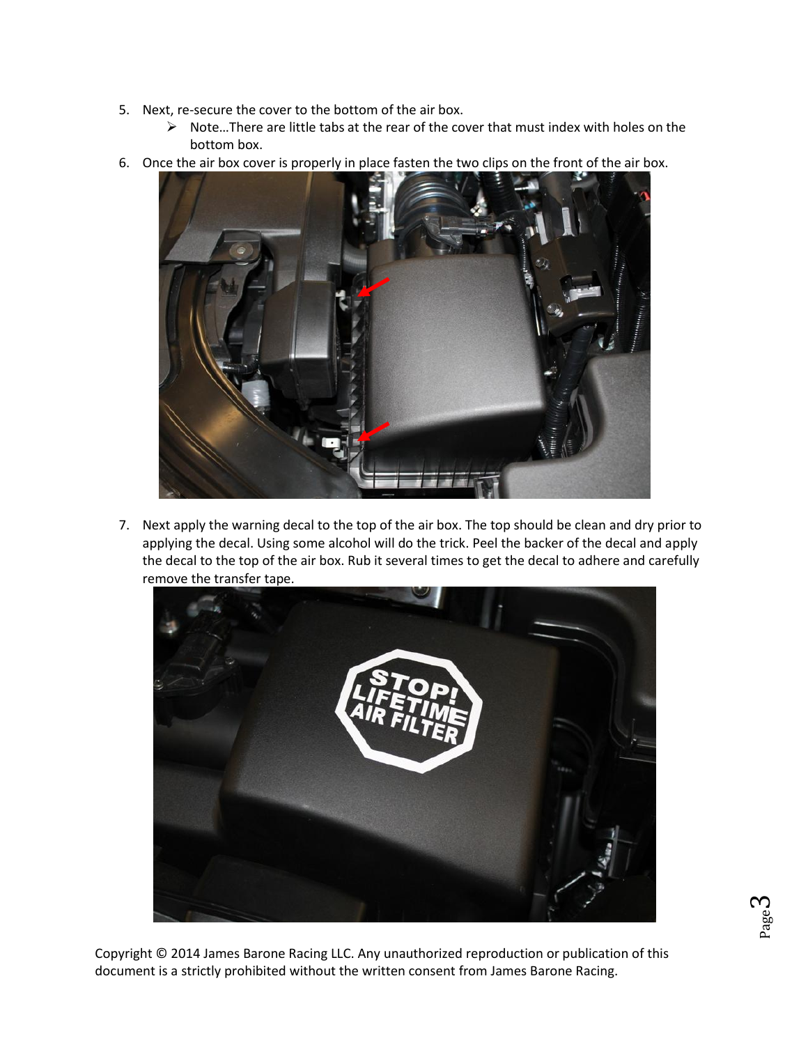5. Next, re-secure the cover to the bottom of the air box.
   - Note…There are little tabs at the rear of the cover that must index with holes on the bottom box.
6. Once the air box cover is properly in place fasten the two clips on the front of the air box.

7. Next apply the warning decal to the top of the air box. The top should be clean and dry prior to applying the decal. Using some alcohol will do the trick. Peel the backer of the decal and apply the decal to the top of the air box. Rub it several times to get the decal to adhere and carefully remove the transfer tape.

Copyright © 2014 James Barone Racing LLC. Any unauthorized reproduction or publication of this document is a strictly prohibited without the written consent from James Barone Racing.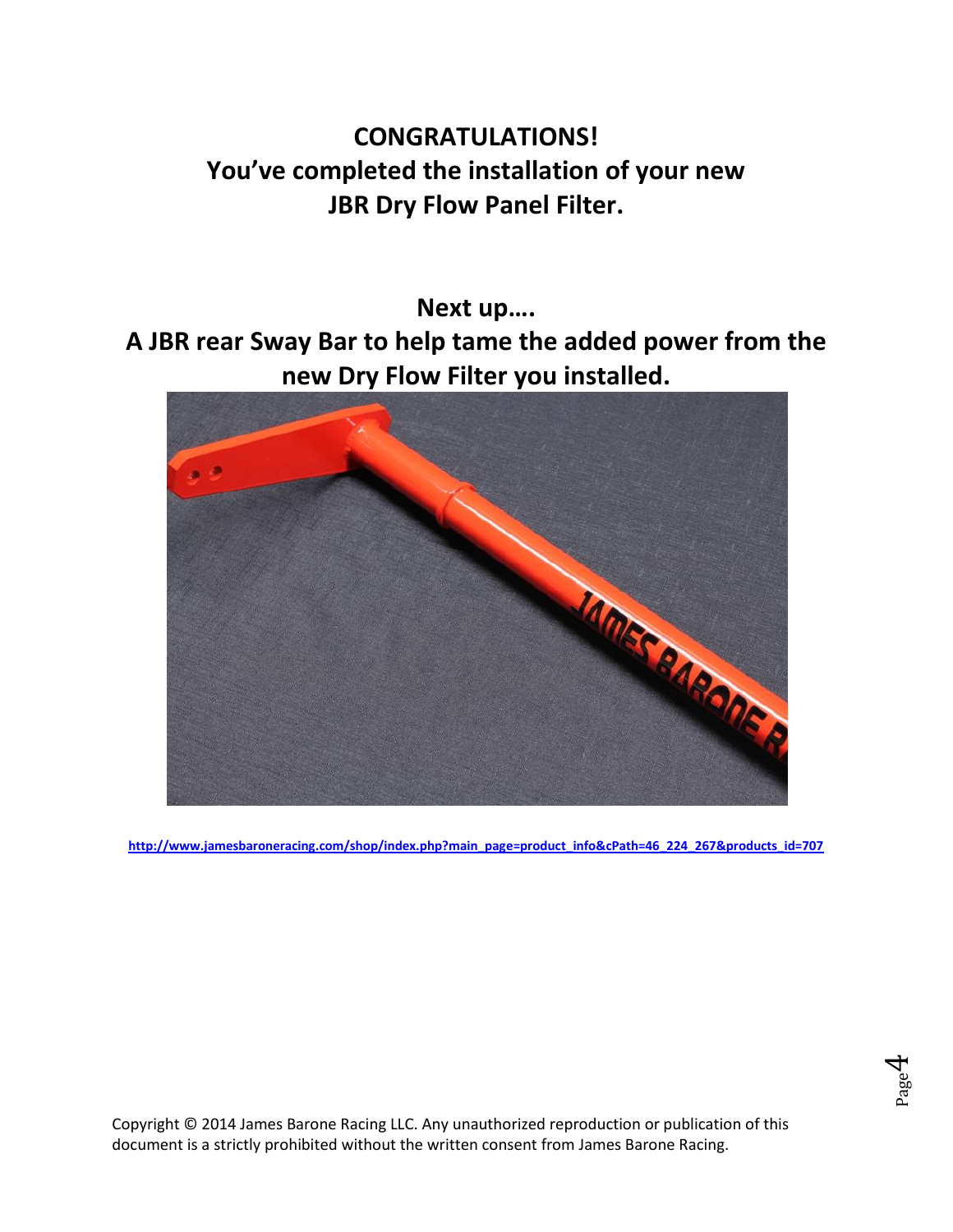# CONGRATULATIONS!
# You've completed the installation of your new JBR Dry Flow Panel Filter.

## Next up….
## A JBR rear Sway Bar to help tame the added power from the new Dry Flow Filter you installed.

http://www.jamesbaroneracing.com/shop/index.php?main_page=product_info&cPath=46_224_267&products_id=707

Copyright © 2014 James Barone Racing LLC. Any unauthorized reproduction or publication of this document is a strictly prohibited without the written consent from James Barone Racing.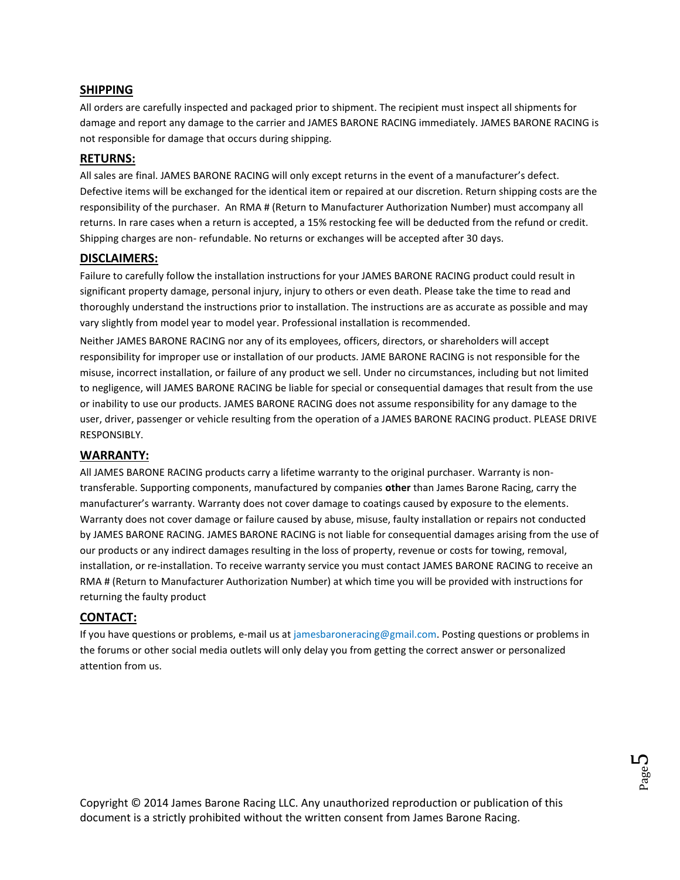## SHIPPING

All orders are carefully inspected and packaged prior to shipment. The recipient must inspect all shipments for damage and report any damage to the carrier and JAMES BARONE RACING immediately. JAMES BARONE RACING is not responsible for damage that occurs during shipping.

## RETURNS:

All sales are final. JAMES BARONE RACING will only except returns in the event of a manufacturer's defect. Defective items will be exchanged for the identical item or repaired at our discretion. Return shipping costs are the responsibility of the purchaser. An RMA # (Return to Manufacturer Authorization Number) must accompany all returns. In rare cases when a return is accepted, a 15% restocking fee will be deducted from the refund or credit. Shipping charges are non- refundable. No returns or exchanges will be accepted after 30 days.

## DISCLAIMERS:

Failure to carefully follow the installation instructions for your JAMES BARONE RACING product could result in significant property damage, personal injury, injury to others or even death. Please take the time to read and thoroughly understand the instructions prior to installation. The instructions are as accurate as possible and may vary slightly from model year to model year. Professional installation is recommended.

Neither JAMES BARONE RACING nor any of its employees, officers, directors, or shareholders will accept responsibility for improper use or installation of our products. JAME BARONE RACING is not responsible for the misuse, incorrect installation, or failure of any product we sell. Under no circumstances, including but not limited to negligence, will JAMES BARONE RACING be liable for special or consequential damages that result from the use or inability to use our products. JAMES BARONE RACING does not assume responsibility for any damage to the user, driver, passenger or vehicle resulting from the operation of a JAMES BARONE RACING product. PLEASE DRIVE RESPONSIBLY.

## WARRANTY:

All JAMES BARONE RACING products carry a lifetime warranty to the original purchaser. Warranty is non-transferable. Supporting components, manufactured by companies **other** than James Barone Racing, carry the manufacturer's warranty. Warranty does not cover damage to coatings caused by exposure to the elements. Warranty does not cover damage or failure caused by abuse, misuse, faulty installation or repairs not conducted by JAMES BARONE RACING. JAMES BARONE RACING is not liable for consequential damages arising from the use of our products or any indirect damages resulting in the loss of property, revenue or costs for towing, removal, installation, or re-installation. To receive warranty service you must contact JAMES BARONE RACING to receive an RMA # (Return to Manufacturer Authorization Number) at which time you will be provided with instructions for returning the faulty product

## CONTACT:

If you have questions or problems, e-mail us at jamesbaroneracing@gmail.com. Posting questions or problems in the forums or other social media outlets will only delay you from getting the correct answer or personalized attention from us.

Copyright © 2014 James Barone Racing LLC. Any unauthorized reproduction or publication of this document is a strictly prohibited without the written consent from James Barone Racing.